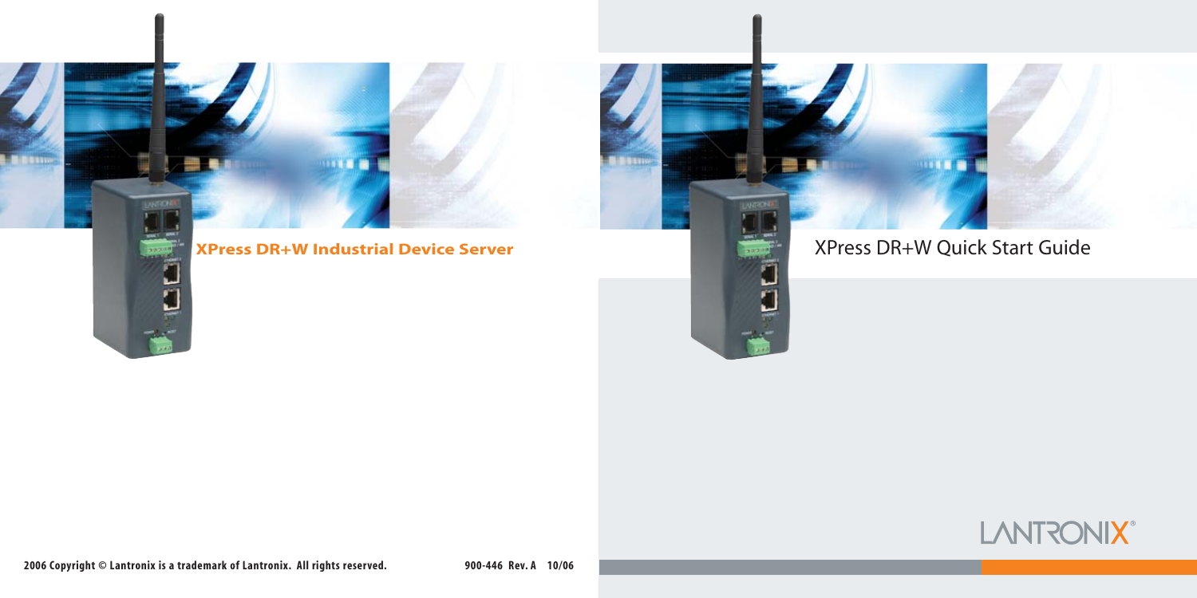# XPress DR+W Industrial Device Server

# XPress DR+W Quick Start Guide

LANTRONIX®

2006 Copyright © Lantronix is a trademark of Lantronix. All rights reserved.

900-446 Rev. A 10/06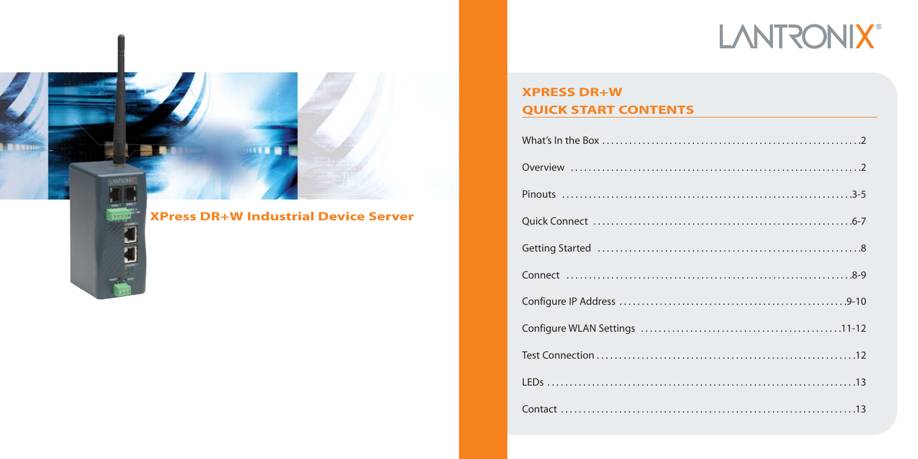**XPress DR+W Industrial Device Server**

LANTRONIX®

## XPRESS DR+W QUICK START CONTENTS

| | |
|---|---|
| What's In the Box | 2 |
| Overview | 2 |
| Pinouts | 3-5 |
| Quick Connect | 6-7 |
| Getting Started | 8 |
| Connect | 8-9 |
| Configure IP Address | 9-10 |
| Configure WLAN Settings | 11-12 |
| Test Connection | 12 |
| LEDs | 13 |
| Contact | 13 |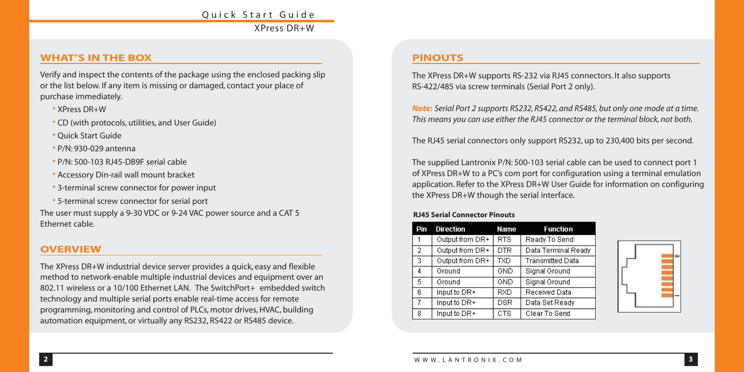## WHAT'S IN THE BOX

Verify and inspect the contents of the package using the enclosed packing slip or the list below. If any item is missing or damaged, contact your place of purchase immediately.

- XPress DR+W
- CD (with protocols, utilities, and User Guide)
- Quick Start Guide
- P/N: 930-029 antenna
- P/N: 500-103 RJ45-DB9F serial cable
- Accessory Din-rail wall mount bracket
- 3-terminal screw connector for power input
- 5-terminal screw connector for serial port

The user must supply a 9-30 VDC or 9-24 VAC power source and a CAT 5 Ethernet cable.

## OVERVIEW

The XPress DR+W industrial device server provides a quick, easy and flexible method to network-enable multiple industrial devices and equipment over an 802.11 wireless or a 10/100 Ethernet LAN. The SwitchPort+ embedded switch technology and multiple serial ports enable real-time access for remote programming, monitoring and control of PLCs, motor drives, HVAC, building automation equipment, or virtually any RS232, RS422 or RS485 device.

## PINOUTS

The XPress DR+W supports RS-232 via RJ45 connectors. It also supports RS-422/485 via screw terminals (Serial Port 2 only).

***Note:*** *Serial Port 2 supports RS232, RS422, and RS485, but only one mode at a time. This means you can use either the RJ45 connector or the terminal block, not both.*

The RJ45 serial connectors only support RS232, up to 230,400 bits per second.

The supplied Lantronix P/N: 500-103 serial cable can be used to connect port 1 of XPress DR+W to a PC's com port for configuration using a terminal emulation application. Refer to the XPress DR+W User Guide for information on configuring the XPress DR+W though the serial interface.

**RJ45 Serial Connector Pinouts**

| Pin | Direction | Name | Function |
|---|---|---|---|
| 1 | Output from DR+ | RTS | Ready To Send |
| 2 | Output from DR+ | DTR | Data Terminal Ready |
| 3 | Output from DR+ | TXD | Transmitted Data |
| 4 | Ground | GND | Signal Ground |
| 5 | Ground | GND | Signal Ground |
| 6 | Input to DR+ | RXD | Received Data |
| 7 | Input to DR+ | DSR | Data Set Ready |
| 8 | Input to DR+ | CTS | Clear To Send |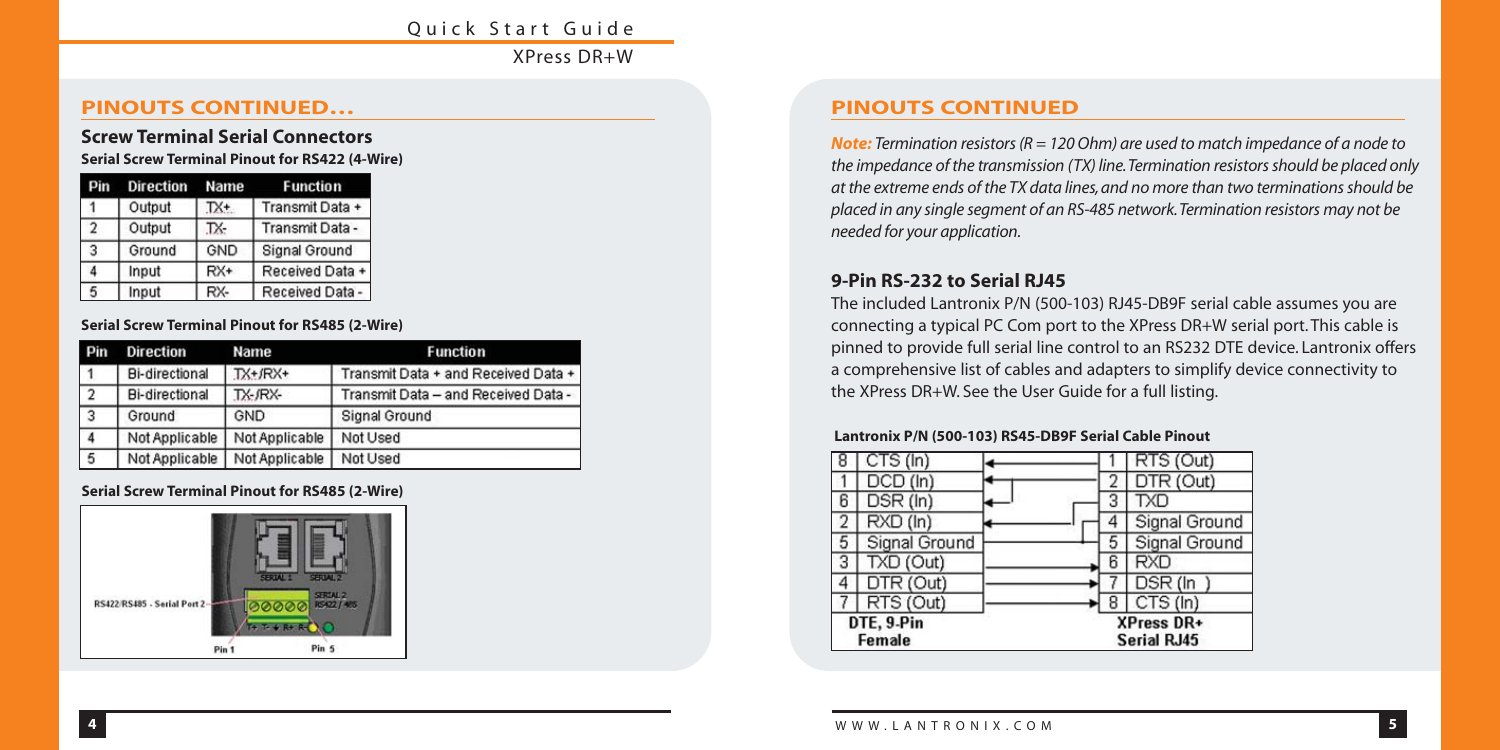## PINOUTS CONTINUED…

### Screw Terminal Serial Connectors

**Serial Screw Terminal Pinout for RS422 (4-Wire)**

| Pin | Direction | Name | Function |
|---|---|---|---|
| 1 | Output | TX+ | Transmit Data + |
| 2 | Output | TX- | Transmit Data - |
| 3 | Ground | GND | Signal Ground |
| 4 | Input | RX+ | Received Data + |
| 5 | Input | RX- | Received Data - |

**Serial Screw Terminal Pinout for RS485 (2-Wire)**

| Pin | Direction | Name | Function |
|---|---|---|---|
| 1 | Bi-directional | TX+/RX+ | Transmit Data + and Received Data + |
| 2 | Bi-directional | TX-/RX- | Transmit Data – and Received Data - |
| 3 | Ground | GND | Signal Ground |
| 4 | Not Applicable | Not Applicable | Not Used |
| 5 | Not Applicable | Not Applicable | Not Used |

**Serial Screw Terminal Pinout for RS485 (2-Wire)**

RS422/RS485 - Serial Port 2

SERIAL 1 SERIAL 2

SERIAL 2 RS422 / 485

Pin 1 Pin 5

## PINOUTS CONTINUED

***Note:*** *Termination resistors (R = 120 Ohm) are used to match impedance of a node to the impedance of the transmission (TX) line. Termination resistors should be placed only at the extreme ends of the TX data lines, and no more than two terminations should be placed in any single segment of an RS-485 network. Termination resistors may not be needed for your application.*

### 9-Pin RS-232 to Serial RJ45

The included Lantronix P/N (500-103) RJ45-DB9F serial cable assumes you are connecting a typical PC Com port to the XPress DR+W serial port. This cable is pinned to provide full serial line control to an RS232 DTE device. Lantronix offers a comprehensive list of cables and adapters to simplify device connectivity to the XPress DR+W. See the User Guide for a full listing.

**Lantronix P/N (500-103) RS45-DB9F Serial Cable Pinout**

| DTE, 9-Pin Female | | | XPress DR+ Serial RJ45 | |
|---|---|---|---|---|
| 8 | CTS (In) | ← | 1 | RTS (Out) |
| 1 | DCD (In) | ← | 2 | DTR (Out) |
| 6 | DSR (In) | ← | | |
| | | | 3 | TXD |
| 2 | RXD (In) | ← | 4 | Signal Ground |
| 5 | Signal Ground | | 5 | Signal Ground |
| 3 | TXD (Out) | → | 6 | RXD |
| 4 | DTR (Out) | → | 7 | DSR (In ) |
| 7 | RTS (Out) | → | 8 | CTS (In) |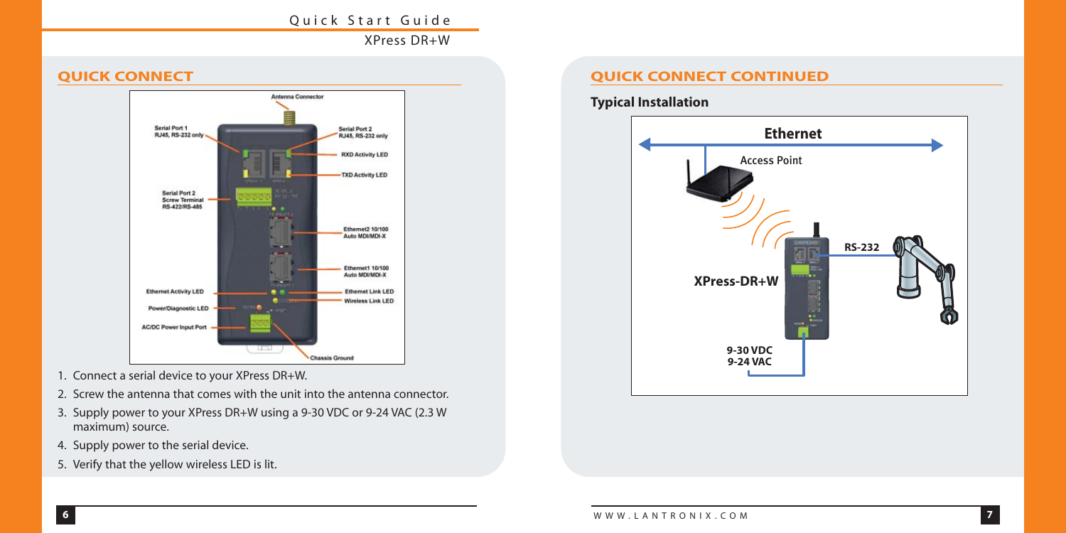## QUICK CONNECT

1. Connect a serial device to your XPress DR+W.
2. Screw the antenna that comes with the unit into the antenna connector.
3. Supply power to your XPress DR+W using a 9-30 VDC or 9-24 VAC (2.3 W maximum) source.
4. Supply power to the serial device.
5. Verify that the yellow wireless LED is lit.

## QUICK CONNECT CONTINUED

### Typical Installation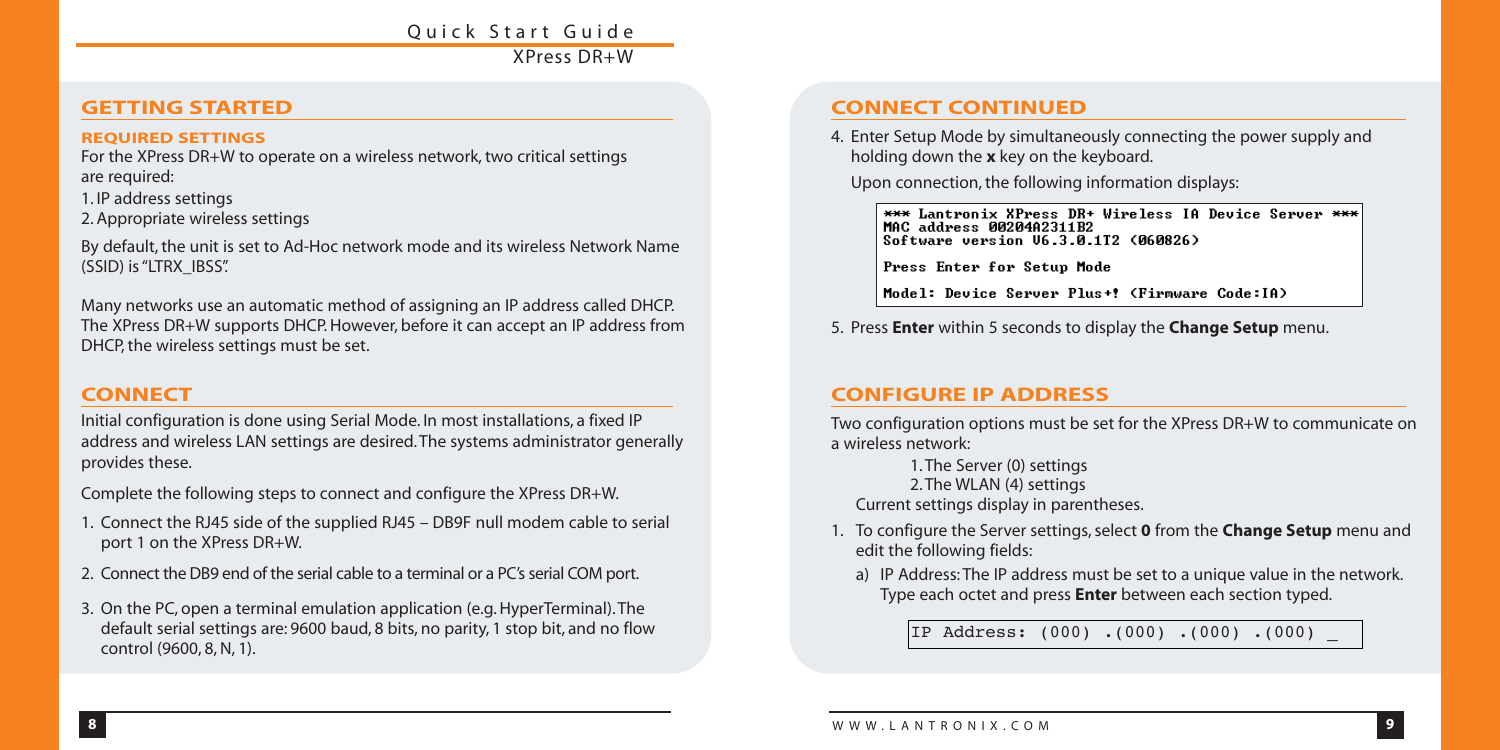## GETTING STARTED

### REQUIRED SETTINGS

For the XPress DR+W to operate on a wireless network, two critical settings are required:

1. IP address settings
2. Appropriate wireless settings

By default, the unit is set to Ad-Hoc network mode and its wireless Network Name (SSID) is "LTRX_IBSS".

Many networks use an automatic method of assigning an IP address called DHCP. The XPress DR+W supports DHCP. However, before it can accept an IP address from DHCP, the wireless settings must be set.

## CONNECT

Initial configuration is done using Serial Mode. In most installations, a fixed IP address and wireless LAN settings are desired. The systems administrator generally provides these.

Complete the following steps to connect and configure the XPress DR+W.

1. Connect the RJ45 side of the supplied RJ45 – DB9F null modem cable to serial port 1 on the XPress DR+W.
2. Connect the DB9 end of the serial cable to a terminal or a PC's serial COM port.
3. On the PC, open a terminal emulation application (e.g. HyperTerminal). The default serial settings are: 9600 baud, 8 bits, no parity, 1 stop bit, and no flow control (9600, 8, N, 1).

## CONNECT CONTINUED

4. Enter Setup Mode by simultaneously connecting the power supply and holding down the **x** key on the keyboard.

   Upon connection, the following information displays:

```
*** Lantronix XPress DR+ Wireless IA Device Server ***
MAC address 00204A2311B2
Software version V6.3.0.1T2 (060826)

Press Enter for Setup Mode

Model: Device Server Plus+! (Firmware Code:IA)
```

5. Press **Enter** within 5 seconds to display the **Change Setup** menu.

## CONFIGURE IP ADDRESS

Two configuration options must be set for the XPress DR+W to communicate on a wireless network:

1. The Server (0) settings
2. The WLAN (4) settings

Current settings display in parentheses.

1. To configure the Server settings, select **0** from the **Change Setup** menu and edit the following fields:
   a) IP Address: The IP address must be set to a unique value in the network. Type each octet and press **Enter** between each section typed.

```
IP Address: (000) .(000) .(000) .(000) _
```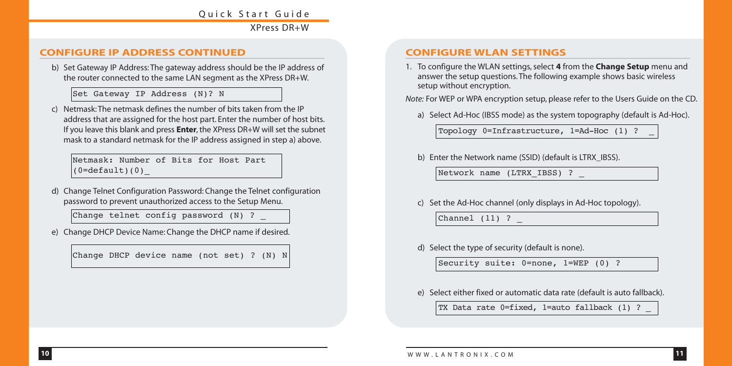## CONFIGURE IP ADDRESS CONTINUED

b) Set Gateway IP Address: The gateway address should be the IP address of the router connected to the same LAN segment as the XPress DR+W.

```
Set Gateway IP Address (N)? N
```

c) Netmask: The netmask defines the number of bits taken from the IP address that are assigned for the host part. Enter the number of host bits. If you leave this blank and press **Enter**, the XPress DR+W will set the subnet mask to a standard netmask for the IP address assigned in step a) above.

```
Netmask: Number of Bits for Host Part
(0=default)(0)_
```

d) Change Telnet Configuration Password: Change the Telnet configuration password to prevent unauthorized access to the Setup Menu.

```
Change telnet config password (N) ? _
```

e) Change DHCP Device Name: Change the DHCP name if desired.

```
Change DHCP device name (not set) ? (N) N
```

## CONFIGURE WLAN SETTINGS

1. To configure the WLAN settings, select **4** from the **Change Setup** menu and answer the setup questions. The following example shows basic wireless setup without encryption.

*Note:* For WEP or WPA encryption setup, please refer to the Users Guide on the CD.

a) Select Ad-Hoc (IBSS mode) as the system topography (default is Ad-Hoc).

```
Topology 0=Infrastructure, 1=Ad-Hoc (1) ?  _
```

b) Enter the Network name (SSID) (default is LTRX_IBSS).

```
Network name (LTRX_IBSS) ? _
```

c) Set the Ad-Hoc channel (only displays in Ad-Hoc topology).

```
Channel (11) ? _
```

d) Select the type of security (default is none).

```
Security suite: 0=none, 1=WEP (0) ?
```

e) Select either fixed or automatic data rate (default is auto fallback).

```
TX Data rate 0=fixed, 1=auto fallback (1) ? _
```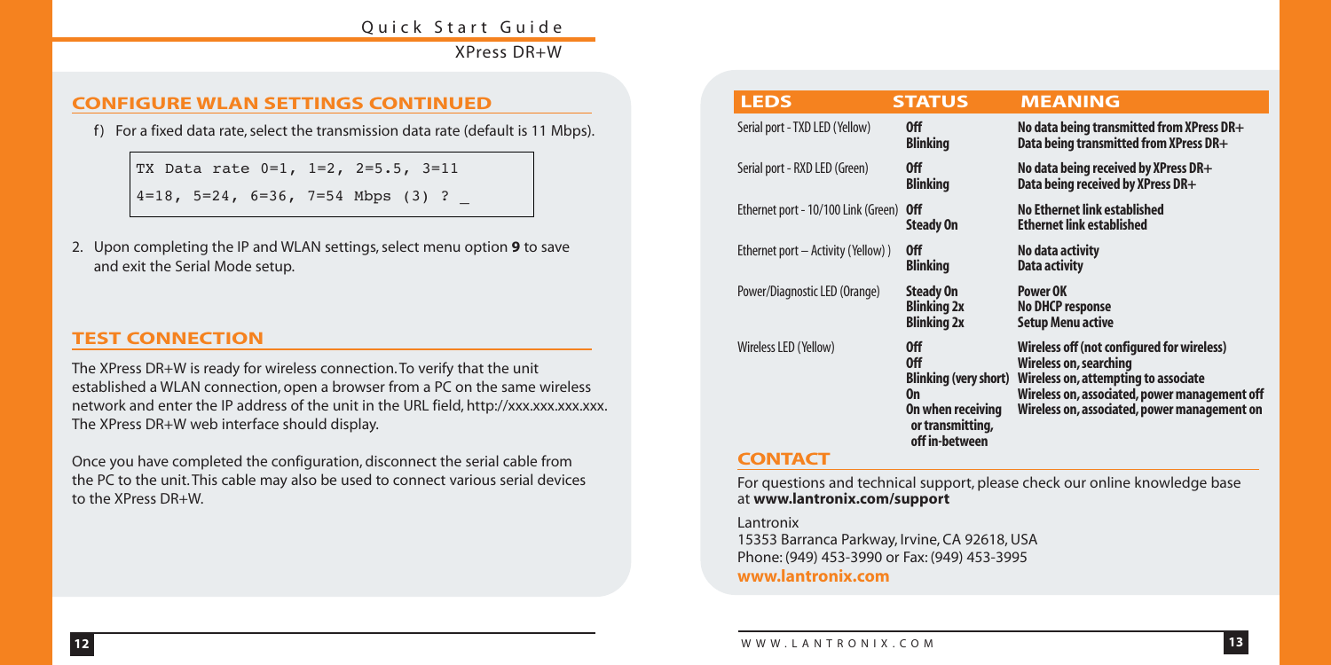## CONFIGURE WLAN SETTINGS CONTINUED

f) For a fixed data rate, select the transmission data rate (default is 11 Mbps).

```
TX Data rate 0=1, 1=2, 2=5.5, 3=11
4=18, 5=24, 6=36, 7=54 Mbps (3) ? _
```

2. Upon completing the IP and WLAN settings, select menu option **9** to save and exit the Serial Mode setup.

## TEST CONNECTION

The XPress DR+W is ready for wireless connection. To verify that the unit established a WLAN connection, open a browser from a PC on the same wireless network and enter the IP address of the unit in the URL field, http://xxx.xxx.xxx.xxx. The XPress DR+W web interface should display.

Once you have completed the configuration, disconnect the serial cable from the PC to the unit. This cable may also be used to connect various serial devices to the XPress DR+W.

| LEDS | STATUS | MEANING |
|---|---|---|
| Serial port - TXD LED (Yellow) | **Off**<br>**Blinking** | **No data being transmitted from XPress DR+**<br>**Data being transmitted from XPress DR+** |
| Serial port - RXD LED (Green) | **Off**<br>**Blinking** | **No data being received by XPress DR+**<br>**Data being received by XPress DR+** |
| Ethernet port - 10/100 Link (Green) | **Off**<br>**Steady On** | **No Ethernet link established**<br>**Ethernet link established** |
| Ethernet port – Activity (Yellow) ) | **Off**<br>**Blinking** | **No data activity**<br>**Data activity** |
| Power/Diagnostic LED (Orange) | **Steady On**<br>**Blinking 2x**<br>**Blinking 2x** | **Power OK**<br>**No DHCP response**<br>**Setup Menu active** |
| Wireless LED (Yellow) | **Off**<br>**Off**<br>**Blinking (very short)**<br>**On**<br>**On when receiving or transmitting, off in-between** | **Wireless off (not configured for wireless)**<br>**Wireless on, searching**<br>**Wireless on, attempting to associate**<br>**Wireless on, associated, power management off**<br>**Wireless on, associated, power management on** |

## CONTACT

For questions and technical support, please check our online knowledge base at **www.lantronix.com/support**

Lantronix
15353 Barranca Parkway, Irvine, CA 92618, USA
Phone: (949) 453-3990 or Fax: (949) 453-3995
**www.lantronix.com**